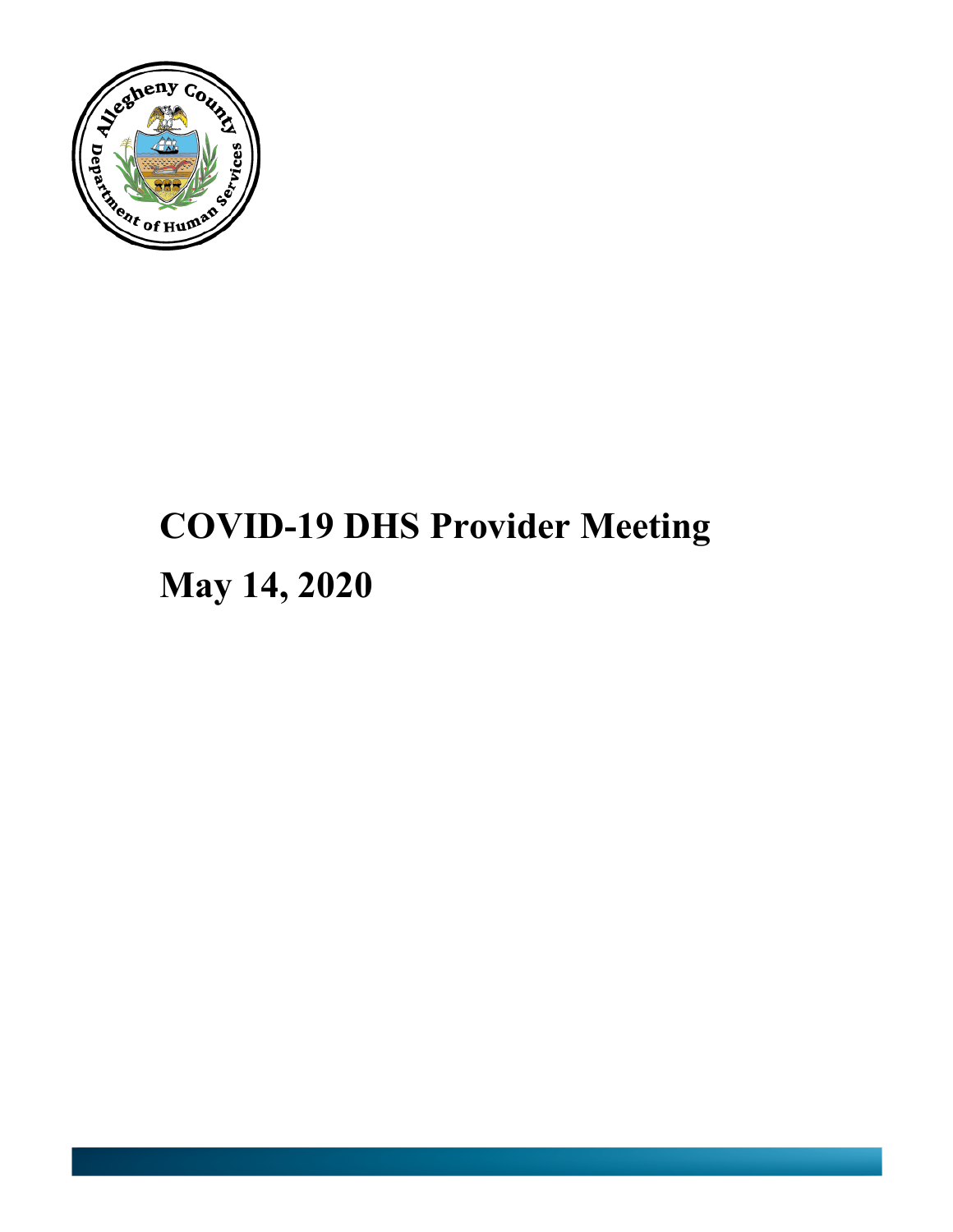# COVID-19 DHS Provider Meeting

# May 14, 2020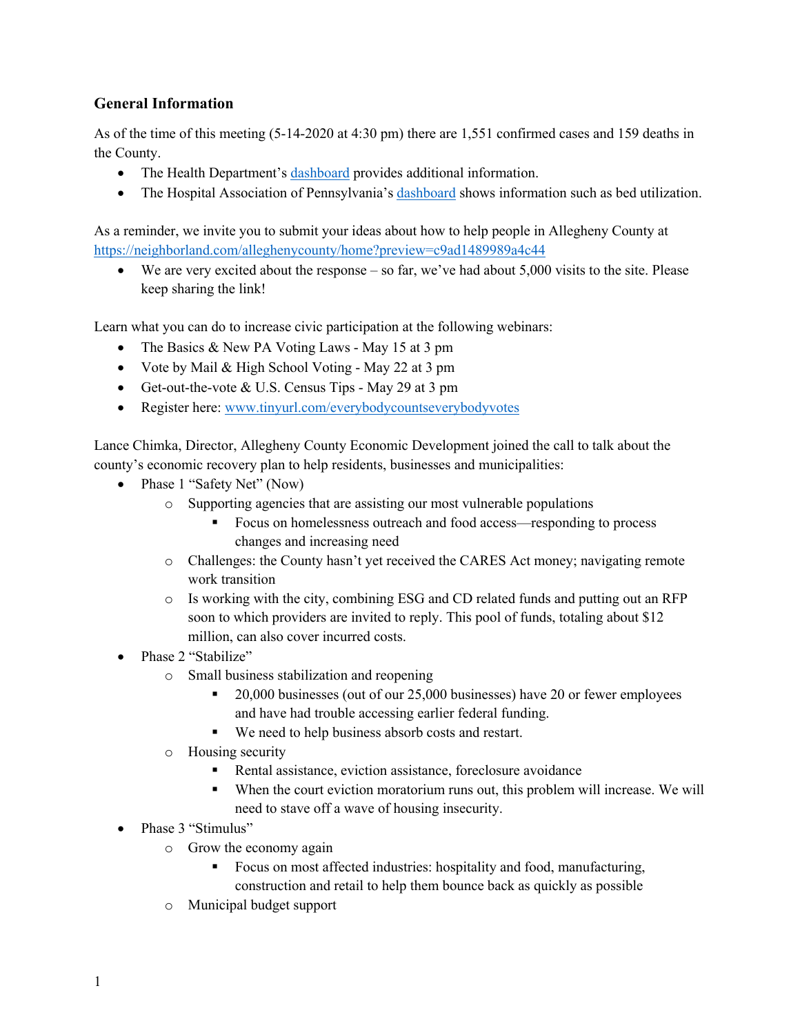### General Information

As of the time of this meeting (5-14-2020 at 4:30 pm) there are 1,551 confirmed cases and 159 deaths in the County.

- The Health Department's dashboard provides additional information.
- The Hospital Association of Pennsylvania's dashboard shows information such as bed utilization.

As a reminder, we invite you to submit your ideas about how to help people in Allegheny County at https://neighborland.com/alleghenycounty/home?preview=c9ad1489989a4c44

- We are very excited about the response – so far, we've had about 5,000 visits to the site. Please keep sharing the link!

Learn what you can do to increase civic participation at the following webinars:

- The Basics & New PA Voting Laws - May 15 at 3 pm
- Vote by Mail & High School Voting - May 22 at 3 pm
- Get-out-the-vote & U.S. Census Tips - May 29 at 3 pm
- Register here: www.tinyurl.com/everybodycountseverybodyvotes

Lance Chimka, Director, Allegheny County Economic Development joined the call to talk about the county's economic recovery plan to help residents, businesses and municipalities:

- Phase 1 "Safety Net" (Now)
  - Supporting agencies that are assisting our most vulnerable populations
    - Focus on homelessness outreach and food access—responding to process changes and increasing need
  - Challenges: the County hasn't yet received the CARES Act money; navigating remote work transition
  - Is working with the city, combining ESG and CD related funds and putting out an RFP soon to which providers are invited to reply. This pool of funds, totaling about $12 million, can also cover incurred costs.
- Phase 2 "Stabilize"
  - Small business stabilization and reopening
    - 20,000 businesses (out of our 25,000 businesses) have 20 or fewer employees and have had trouble accessing earlier federal funding.
    - We need to help business absorb costs and restart.
  - Housing security
    - Rental assistance, eviction assistance, foreclosure avoidance
    - When the court eviction moratorium runs out, this problem will increase. We will need to stave off a wave of housing insecurity.
- Phase 3 "Stimulus"
  - Grow the economy again
    - Focus on most affected industries: hospitality and food, manufacturing, construction and retail to help them bounce back as quickly as possible
  - Municipal budget support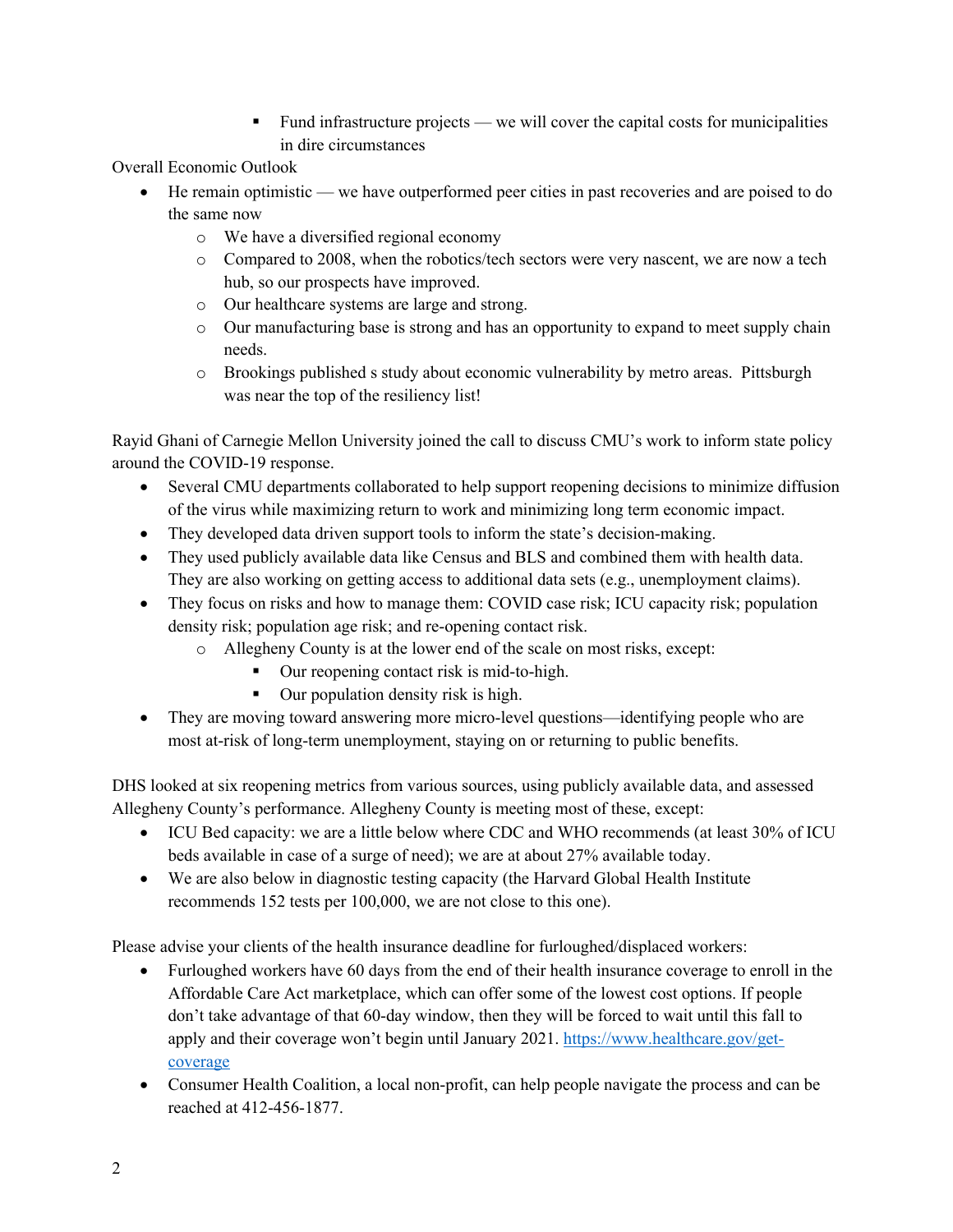- Fund infrastructure projects — we will cover the capital costs for municipalities in dire circumstances

Overall Economic Outlook

- He remain optimistic — we have outperformed peer cities in past recoveries and are poised to do the same now
    - We have a diversified regional economy
    - Compared to 2008, when the robotics/tech sectors were very nascent, we are now a tech hub, so our prospects have improved.
    - Our healthcare systems are large and strong.
    - Our manufacturing base is strong and has an opportunity to expand to meet supply chain needs.
    - Brookings published s study about economic vulnerability by metro areas. Pittsburgh was near the top of the resiliency list!

Rayid Ghani of Carnegie Mellon University joined the call to discuss CMU's work to inform state policy around the COVID-19 response.

- Several CMU departments collaborated to help support reopening decisions to minimize diffusion of the virus while maximizing return to work and minimizing long term economic impact.
- They developed data driven support tools to inform the state's decision-making.
- They used publicly available data like Census and BLS and combined them with health data. They are also working on getting access to additional data sets (e.g., unemployment claims).
- They focus on risks and how to manage them: COVID case risk; ICU capacity risk; population density risk; population age risk; and re-opening contact risk.
    - Allegheny County is at the lower end of the scale on most risks, except:
        - Our reopening contact risk is mid-to-high.
        - Our population density risk is high.
- They are moving toward answering more micro-level questions—identifying people who are most at-risk of long-term unemployment, staying on or returning to public benefits.

DHS looked at six reopening metrics from various sources, using publicly available data, and assessed Allegheny County's performance. Allegheny County is meeting most of these, except:

- ICU Bed capacity: we are a little below where CDC and WHO recommends (at least 30% of ICU beds available in case of a surge of need); we are at about 27% available today.
- We are also below in diagnostic testing capacity (the Harvard Global Health Institute recommends 152 tests per 100,000, we are not close to this one).

Please advise your clients of the health insurance deadline for furloughed/displaced workers:

- Furloughed workers have 60 days from the end of their health insurance coverage to enroll in the Affordable Care Act marketplace, which can offer some of the lowest cost options. If people don't take advantage of that 60-day window, then they will be forced to wait until this fall to apply and their coverage won't begin until January 2021. https://www.healthcare.gov/get-coverage
- Consumer Health Coalition, a local non-profit, can help people navigate the process and can be reached at 412-456-1877.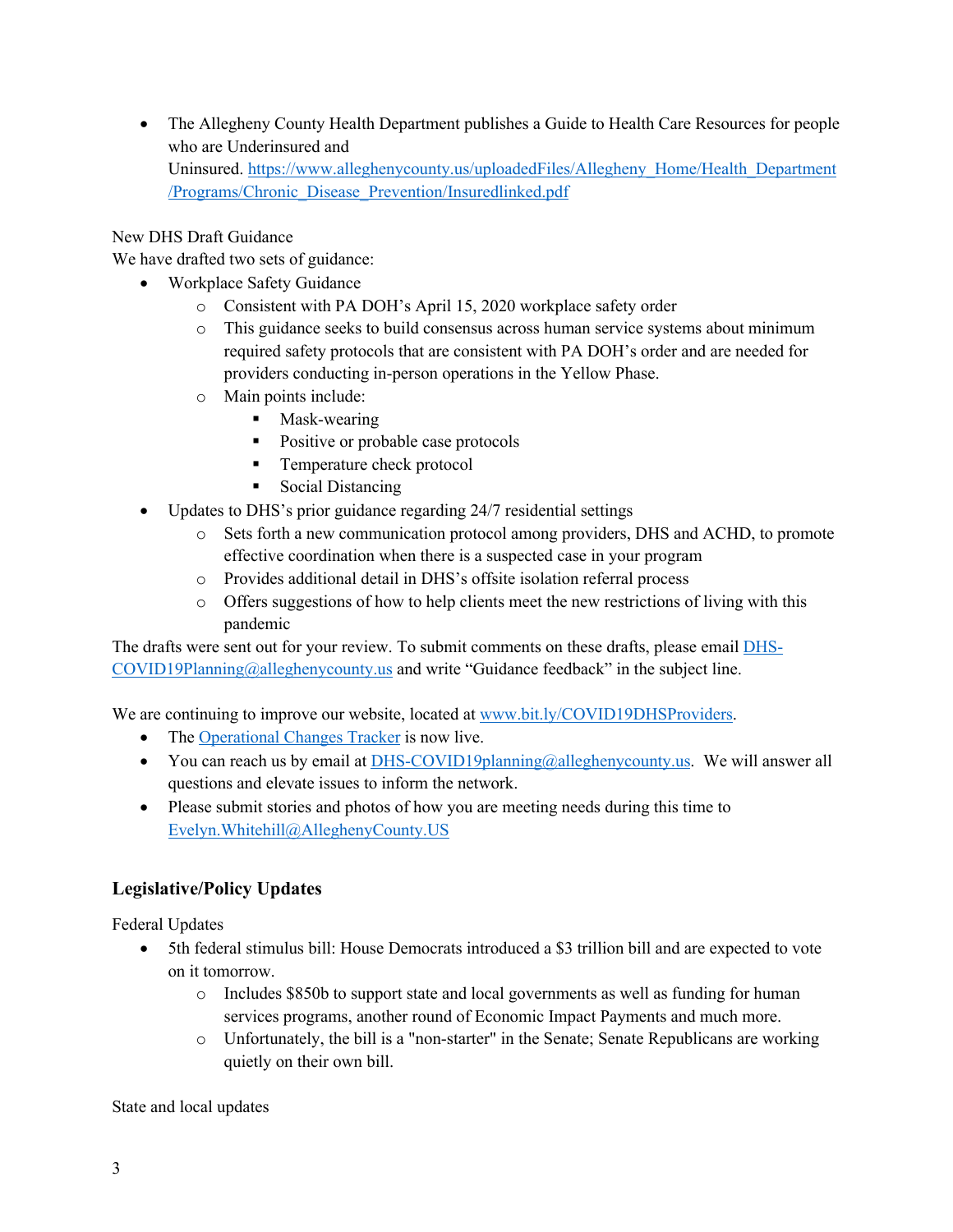- The Allegheny County Health Department publishes a Guide to Health Care Resources for people who are Underinsured and Uninsured. https://www.alleghenycounty.us/uploadedFiles/Allegheny_Home/Health_Department/Programs/Chronic_Disease_Prevention/Insuredlinked.pdf

New DHS Draft Guidance

We have drafted two sets of guidance:

- Workplace Safety Guidance
  - Consistent with PA DOH's April 15, 2020 workplace safety order
  - This guidance seeks to build consensus across human service systems about minimum required safety protocols that are consistent with PA DOH's order and are needed for providers conducting in-person operations in the Yellow Phase.
  - Main points include:
    - Mask-wearing
    - Positive or probable case protocols
    - Temperature check protocol
    - Social Distancing
- Updates to DHS's prior guidance regarding 24/7 residential settings
  - Sets forth a new communication protocol among providers, DHS and ACHD, to promote effective coordination when there is a suspected case in your program
  - Provides additional detail in DHS's offsite isolation referral process
  - Offers suggestions of how to help clients meet the new restrictions of living with this pandemic

The drafts were sent out for your review. To submit comments on these drafts, please email DHS-COVID19Planning@alleghenycounty.us and write "Guidance feedback" in the subject line.

We are continuing to improve our website, located at www.bit.ly/COVID19DHSProviders.

- The Operational Changes Tracker is now live.
- You can reach us by email at DHS-COVID19planning@alleghenycounty.us. We will answer all questions and elevate issues to inform the network.
- Please submit stories and photos of how you are meeting needs during this time to Evelyn.Whitehill@AlleghenyCounty.US

## Legislative/Policy Updates

Federal Updates

- 5th federal stimulus bill: House Democrats introduced a $3 trillion bill and are expected to vote on it tomorrow.
  - Includes $850b to support state and local governments as well as funding for human services programs, another round of Economic Impact Payments and much more.
  - Unfortunately, the bill is a "non-starter" in the Senate; Senate Republicans are working quietly on their own bill.

State and local updates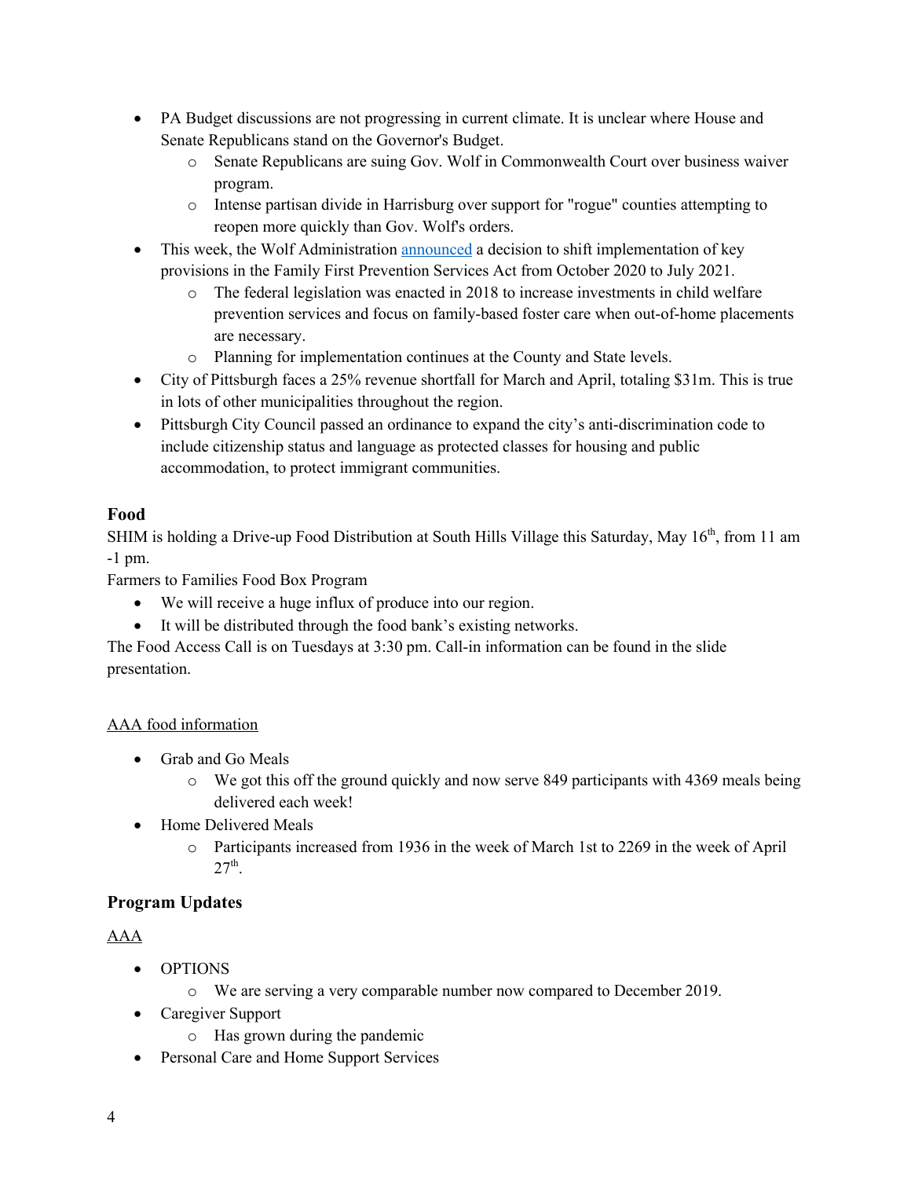- PA Budget discussions are not progressing in current climate. It is unclear where House and Senate Republicans stand on the Governor's Budget.
    - Senate Republicans are suing Gov. Wolf in Commonwealth Court over business waiver program.
    - Intense partisan divide in Harrisburg over support for "rogue" counties attempting to reopen more quickly than Gov. Wolf's orders.
- This week, the Wolf Administration announced a decision to shift implementation of key provisions in the Family First Prevention Services Act from October 2020 to July 2021.
    - The federal legislation was enacted in 2018 to increase investments in child welfare prevention services and focus on family-based foster care when out-of-home placements are necessary.
    - Planning for implementation continues at the County and State levels.
- City of Pittsburgh faces a 25% revenue shortfall for March and April, totaling $31m. This is true in lots of other municipalities throughout the region.
- Pittsburgh City Council passed an ordinance to expand the city's anti-discrimination code to include citizenship status and language as protected classes for housing and public accommodation, to protect immigrant communities.

## Food

SHIM is holding a Drive-up Food Distribution at South Hills Village this Saturday, May 16th, from 11 am -1 pm.

Farmers to Families Food Box Program

- We will receive a huge influx of produce into our region.
- It will be distributed through the food bank's existing networks.

The Food Access Call is on Tuesdays at 3:30 pm. Call-in information can be found in the slide presentation.

AAA food information

- Grab and Go Meals
    - We got this off the ground quickly and now serve 849 participants with 4369 meals being delivered each week!
- Home Delivered Meals
    - Participants increased from 1936 in the week of March 1st to 2269 in the week of April 27th.

## Program Updates

AAA

- OPTIONS
    - We are serving a very comparable number now compared to December 2019.
- Caregiver Support
    - Has grown during the pandemic
- Personal Care and Home Support Services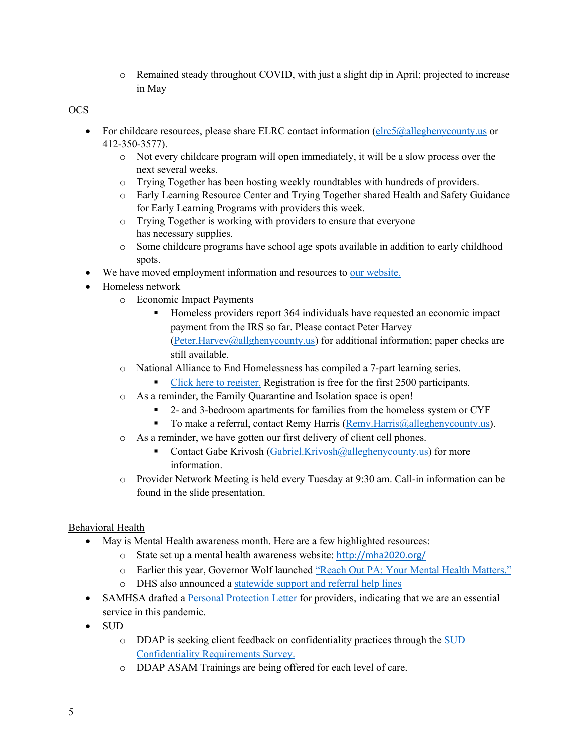- Remained steady throughout COVID, with just a slight dip in April; projected to increase in May

OCS

- For childcare resources, please share ELRC contact information (elrc5@alleghenycounty.us or 412-350-3577).
  - Not every childcare program will open immediately, it will be a slow process over the next several weeks.
  - Trying Together has been hosting weekly roundtables with hundreds of providers.
  - Early Learning Resource Center and Trying Together shared Health and Safety Guidance for Early Learning Programs with providers this week.
  - Trying Together is working with providers to ensure that everyone has necessary supplies.
  - Some childcare programs have school age spots available in addition to early childhood spots.
- We have moved employment information and resources to our website.
- Homeless network
  - Economic Impact Payments
    - Homeless providers report 364 individuals have requested an economic impact payment from the IRS so far. Please contact Peter Harvey (Peter.Harvey@allghenycounty.us) for additional information; paper checks are still available.
  - National Alliance to End Homelessness has compiled a 7-part learning series.
    - Click here to register. Registration is free for the first 2500 participants.
  - As a reminder, the Family Quarantine and Isolation space is open!
    - 2- and 3-bedroom apartments for families from the homeless system or CYF
    - To make a referral, contact Remy Harris (Remy.Harris@alleghenycounty.us).
  - As a reminder, we have gotten our first delivery of client cell phones.
    - Contact Gabe Krivosh (Gabriel.Krivosh@alleghenycounty.us) for more information.
  - Provider Network Meeting is held every Tuesday at 9:30 am. Call-in information can be found in the slide presentation.

Behavioral Health

- May is Mental Health awareness month. Here are a few highlighted resources:
  - State set up a mental health awareness website: http://mha2020.org/
  - Earlier this year, Governor Wolf launched "Reach Out PA: Your Mental Health Matters."
  - DHS also announced a statewide support and referral help lines
- SAMHSA drafted a Personal Protection Letter for providers, indicating that we are an essential service in this pandemic.
- SUD
  - DDAP is seeking client feedback on confidentiality practices through the SUD Confidentiality Requirements Survey.
  - DDAP ASAM Trainings are being offered for each level of care.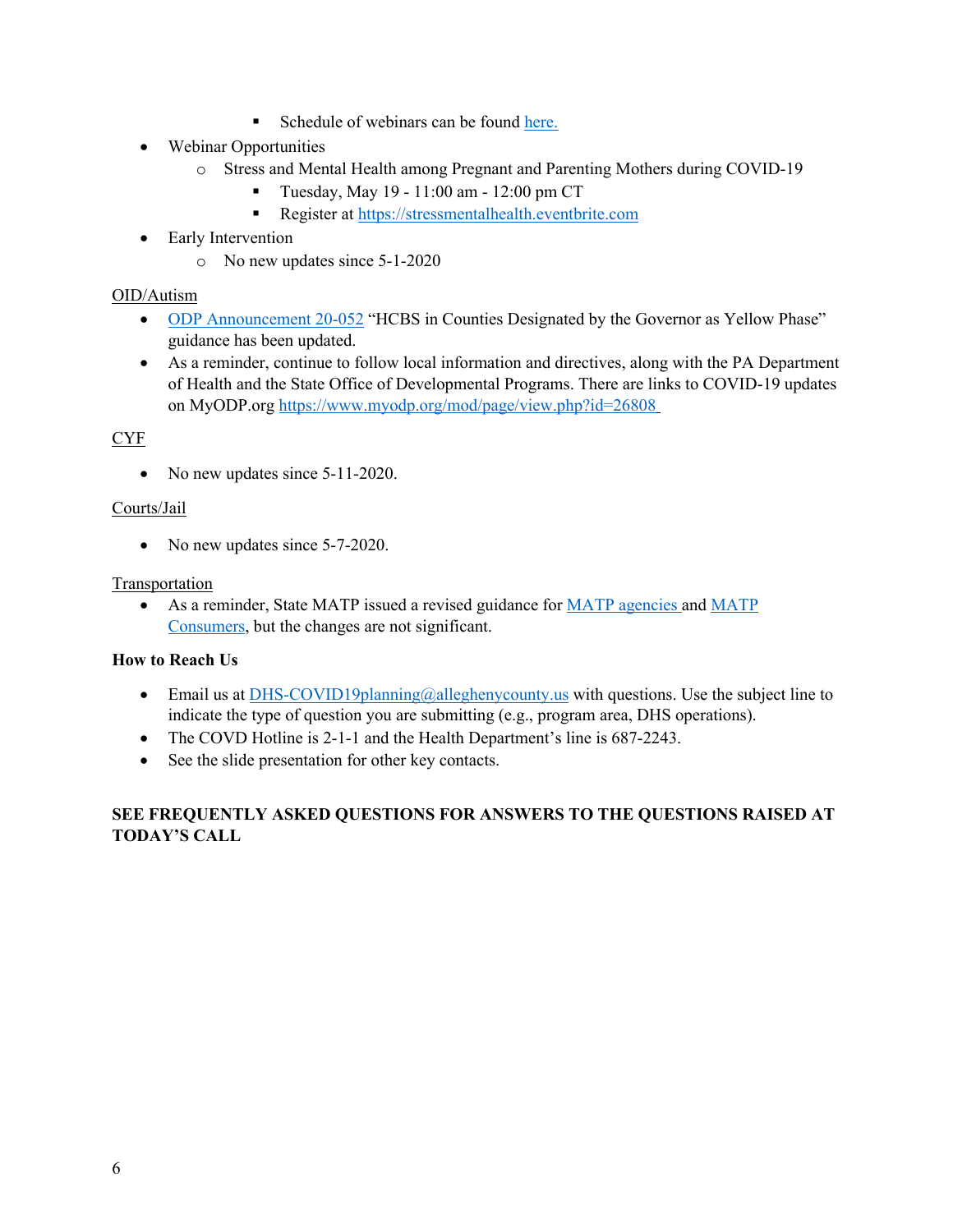- Schedule of webinars can be found here.
- Webinar Opportunities
    - Stress and Mental Health among Pregnant and Parenting Mothers during COVID-19
        - Tuesday, May 19 - 11:00 am - 12:00 pm CT
        - Register at https://stressmentalhealth.eventbrite.com
- Early Intervention
    - No new updates since 5-1-2020

<u>OID/Autism</u>

- ODP Announcement 20-052 "HCBS in Counties Designated by the Governor as Yellow Phase" guidance has been updated.
- As a reminder, continue to follow local information and directives, along with the PA Department of Health and the State Office of Developmental Programs. There are links to COVID-19 updates on MyODP.org https://www.myodp.org/mod/page/view.php?id=26808

<u>CYF</u>

- No new updates since 5-11-2020.

<u>Courts/Jail</u>

- No new updates since 5-7-2020.

<u>Transportation</u>

- As a reminder, State MATP issued a revised guidance for MATP agencies and MATP Consumers, but the changes are not significant.

**How to Reach Us**

- Email us at DHS-COVID19planning@alleghenycounty.us with questions. Use the subject line to indicate the type of question you are submitting (e.g., program area, DHS operations).
- The COVD Hotline is 2-1-1 and the Health Department's line is 687-2243.
- See the slide presentation for other key contacts.

**SEE FREQUENTLY ASKED QUESTIONS FOR ANSWERS TO THE QUESTIONS RAISED AT TODAY'S CALL**